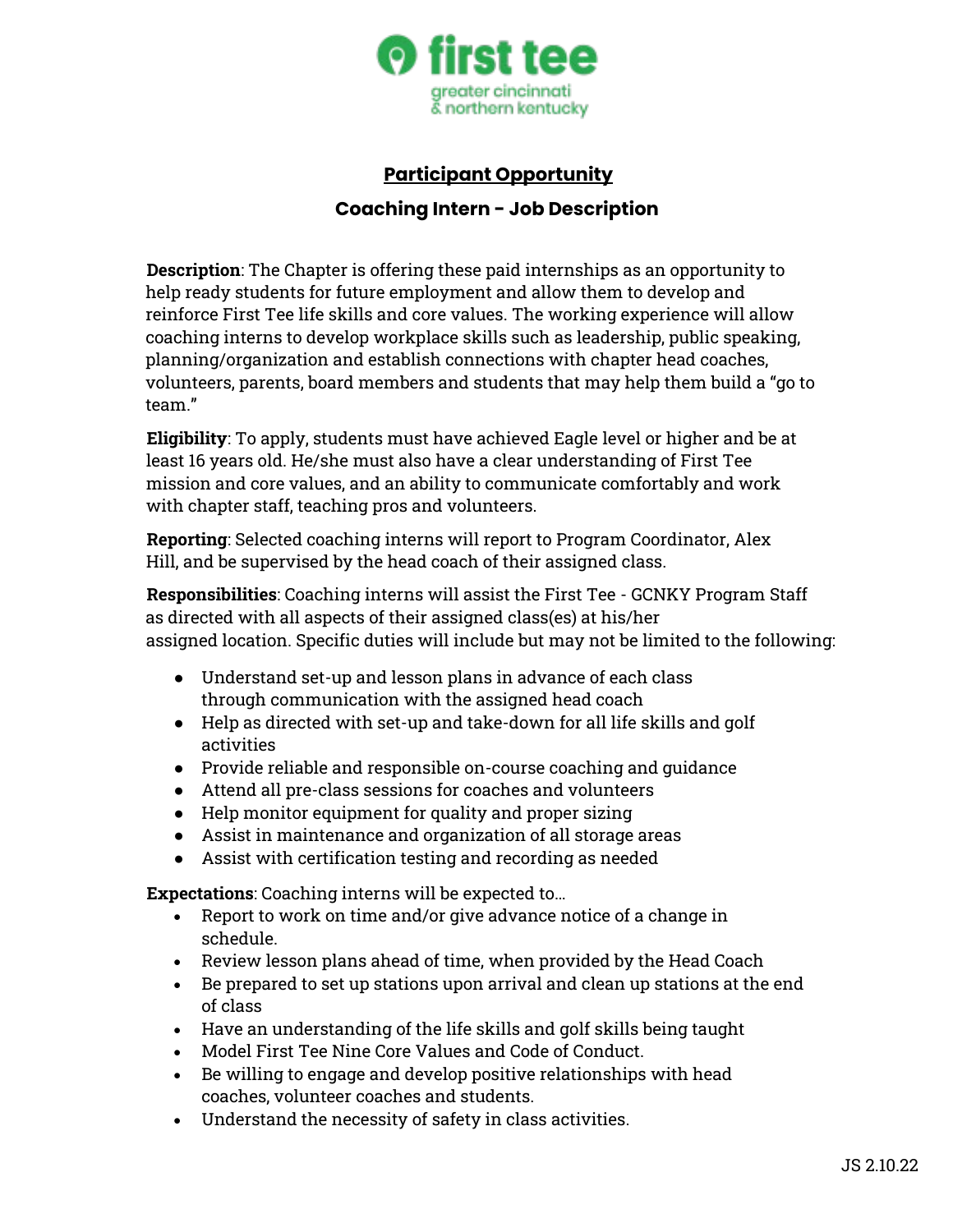first tee
greater cincinnati
& northern kentucky

## Participant Opportunity

## Coaching Intern - Job Description

**Description**: The Chapter is offering these paid internships as an opportunity to help ready students for future employment and allow them to develop and reinforce First Tee life skills and core values. The working experience will allow coaching interns to develop workplace skills such as leadership, public speaking, planning/organization and establish connections with chapter head coaches, volunteers, parents, board members and students that may help them build a "go to team."

**Eligibility**: To apply, students must have achieved Eagle level or higher and be at least 16 years old. He/she must also have a clear understanding of First Tee mission and core values, and an ability to communicate comfortably and work with chapter staff, teaching pros and volunteers.

**Reporting**: Selected coaching interns will report to Program Coordinator, Alex Hill, and be supervised by the head coach of their assigned class.

**Responsibilities**: Coaching interns will assist the First Tee - GCNKY Program Staff as directed with all aspects of their assigned class(es) at his/her assigned location. Specific duties will include but may not be limited to the following:

- Understand set-up and lesson plans in advance of each class through communication with the assigned head coach
- Help as directed with set-up and take-down for all life skills and golf activities
- Provide reliable and responsible on-course coaching and guidance
- Attend all pre-class sessions for coaches and volunteers
- Help monitor equipment for quality and proper sizing
- Assist in maintenance and organization of all storage areas
- Assist with certification testing and recording as needed

**Expectations**: Coaching interns will be expected to…

- Report to work on time and/or give advance notice of a change in schedule.
- Review lesson plans ahead of time, when provided by the Head Coach
- Be prepared to set up stations upon arrival and clean up stations at the end of class
- Have an understanding of the life skills and golf skills being taught
- Model First Tee Nine Core Values and Code of Conduct.
- Be willing to engage and develop positive relationships with head coaches, volunteer coaches and students.
- Understand the necessity of safety in class activities.

JS 2.10.22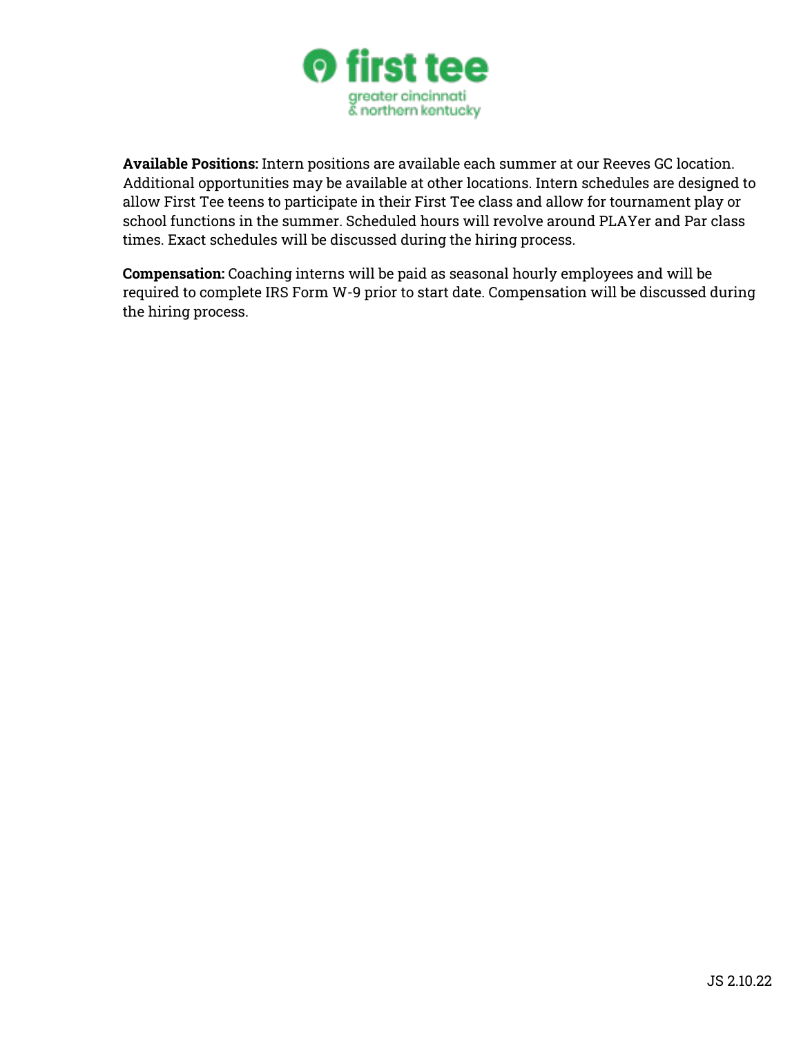**Available Positions:** Intern positions are available each summer at our Reeves GC location. Additional opportunities may be available at other locations. Intern schedules are designed to allow First Tee teens to participate in their First Tee class and allow for tournament play or school functions in the summer. Scheduled hours will revolve around PLAYer and Par class times. Exact schedules will be discussed during the hiring process.

**Compensation:** Coaching interns will be paid as seasonal hourly employees and will be required to complete IRS Form W-9 prior to start date. Compensation will be discussed during the hiring process.

JS 2.10.22